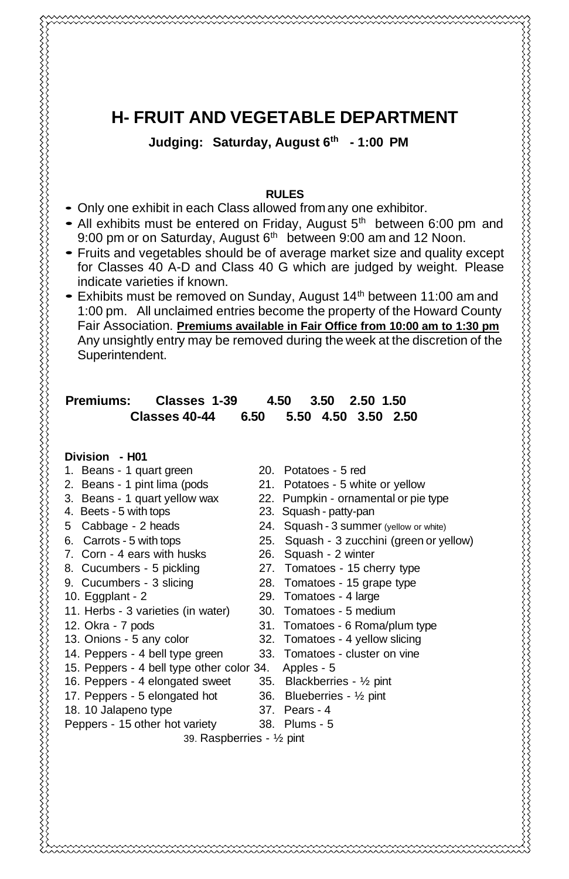# H- FRUIT AND VEGETABLE DEPARTMENT

**Judging: Saturday, August 6th - 1:00 PM**

**RULES**

- Only one exhibit in each Class allowed from any one exhibitor.
- All exhibits must be entered on Friday, August 5th between 6:00 pm and 9:00 pm or on Saturday, August 6th between 9:00 am and 12 Noon.
- Fruits and vegetables should be of average market size and quality except for Classes 40 A-D and Class 40 G which are judged by weight. Please indicate varieties if known.
- Exhibits must be removed on Sunday, August 14th between 11:00 am and 1:00 pm. All unclaimed entries become the property of the Howard County Fair Association. **Premiums available in Fair Office from 10:00 am to 1:30 pm** Any unsightly entry may be removed during the week at the discretion of the Superintendent.

| **Premiums:** | | | | | |
|---|---|---|---|---|---|
| **Classes 1-39** | **4.50** | **3.50** | **2.50** | **1.50** | |
| **Classes 40-44** | **6.50** | **5.50** | **4.50** | **3.50** | **2.50** |

**Division - H01**

1. Beans - 1 quart green
2. Beans - 1 pint lima (pods
3. Beans - 1 quart yellow wax
4. Beets - 5 with tops
5. Cabbage - 2 heads
6. Carrots - 5 with tops
7. Corn - 4 ears with husks
8. Cucumbers - 5 pickling
9. Cucumbers - 3 slicing
10. Eggplant - 2
11. Herbs - 3 varieties (in water)
12. Okra - 7 pods
13. Onions - 5 any color
14. Peppers - 4 bell type green
15. Peppers - 4 bell type other color
16. Peppers - 4 elongated sweet
17. Peppers - 5 elongated hot
18. 10 Jalapeno type

Peppers - 15 other hot variety

20. Potatoes - 5 red
21. Potatoes - 5 white or yellow
22. Pumpkin - ornamental or pie type
23. Squash - patty-pan
24. Squash - 3 summer (yellow or white)
25. Squash - 3 zucchini (green or yellow)
26. Squash - 2 winter
27. Tomatoes - 15 cherry type
28. Tomatoes - 15 grape type
29. Tomatoes - 4 large
30. Tomatoes - 5 medium
31. Tomatoes - 6 Roma/plum type
32. Tomatoes - 4 yellow slicing
33. Tomatoes - cluster on vine
34. Apples - 5
35. Blackberries - ½ pint
36. Blueberries - ½ pint
37. Pears - 4
38. Plums - 5
39. Raspberries - ½ pint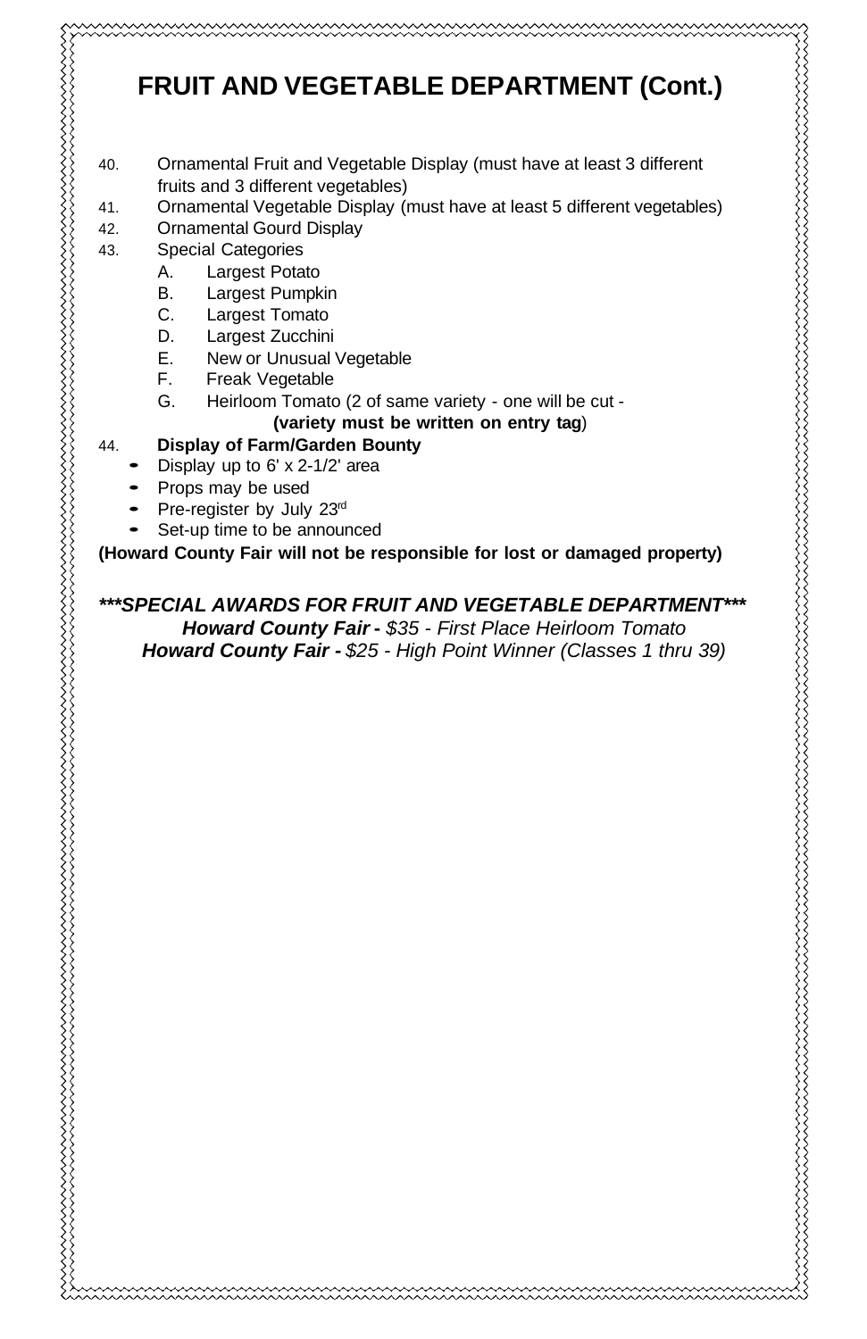# FRUIT AND VEGETABLE DEPARTMENT (Cont.)

40. Ornamental Fruit and Vegetable Display (must have at least 3 different fruits and 3 different vegetables)
41. Ornamental Vegetable Display (must have at least 5 different vegetables)
42. Ornamental Gourd Display
43. Special Categories
    - A. Largest Potato
    - B. Largest Pumpkin
    - C. Largest Tomato
    - D. Largest Zucchini
    - E. New or Unusual Vegetable
    - F. Freak Vegetable
    - G. Heirloom Tomato (2 of same variety - one will be cut - **(variety must be written on entry tag**)
44. **Display of Farm/Garden Bounty**
    - Display up to 6' x 2-1/2' area
    - Props may be used
    - Pre-register by July 23rd
    - Set-up time to be announced

**(Howard County Fair will not be responsible for lost or damaged property)**

***\*\*\*SPECIAL AWARDS FOR FRUIT AND VEGETABLE DEPARTMENT\*\*\****

***Howard County Fair -*** *$35 - First Place Heirloom Tomato*

***Howard County Fair -*** *$25 - High Point Winner (Classes 1 thru 39)*